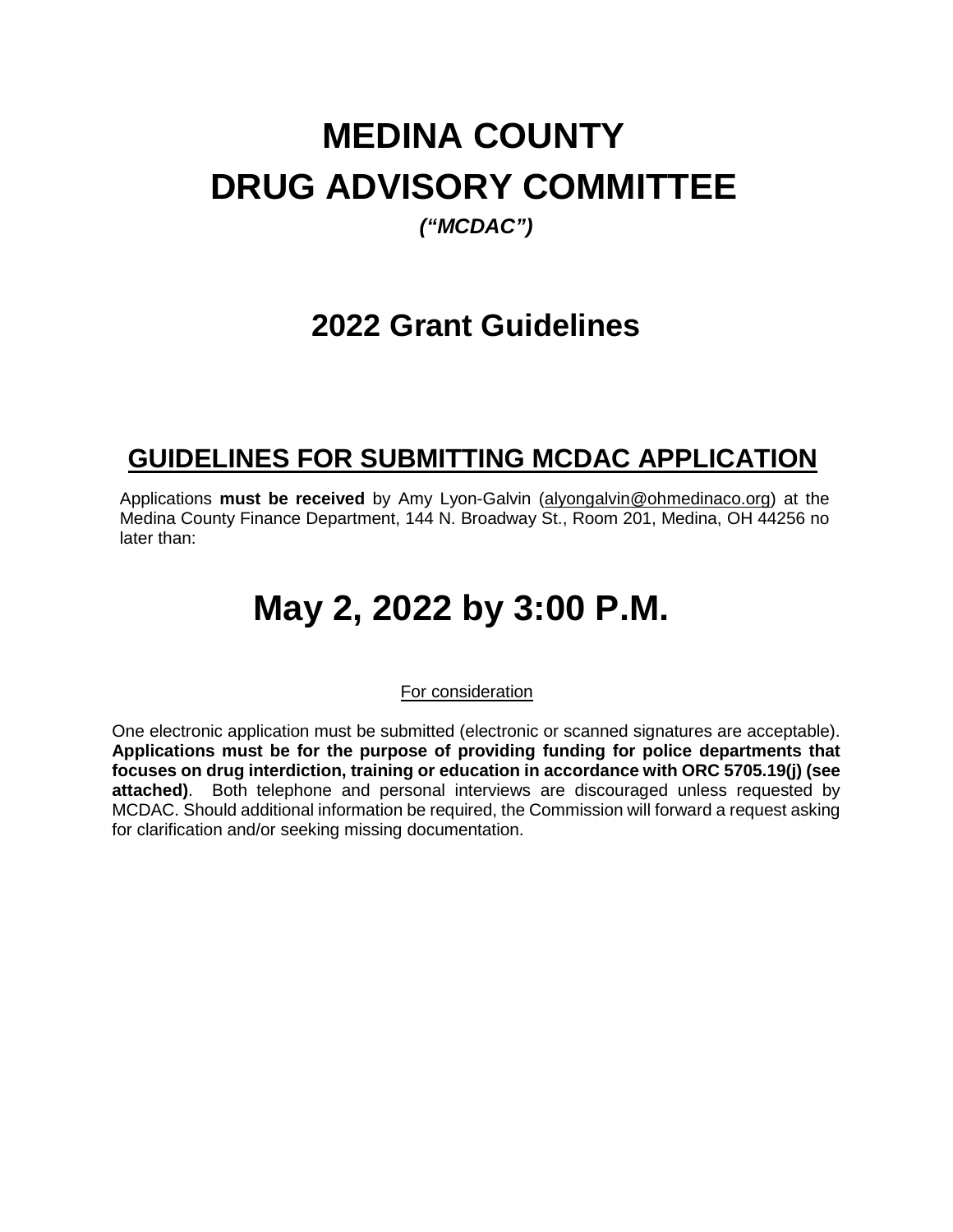# MEDINA COUNTY
# DRUG ADVISORY COMMITTEE

***("MCDAC")***

## 2022 Grant Guidelines

## GUIDELINES FOR SUBMITTING MCDAC APPLICATION

Applications **must be received** by Amy Lyon-Galvin (alyongalvin@ohmedinaco.org) at the Medina County Finance Department, 144 N. Broadway St., Room 201, Medina, OH 44256 no later than:

# May 2, 2022 by 3:00 P.M.

For consideration

One electronic application must be submitted (electronic or scanned signatures are acceptable). **Applications must be for the purpose of providing funding for police departments that focuses on drug interdiction, training or education in accordance with ORC 5705.19(j) (see attached)**. Both telephone and personal interviews are discouraged unless requested by MCDAC. Should additional information be required, the Commission will forward a request asking for clarification and/or seeking missing documentation.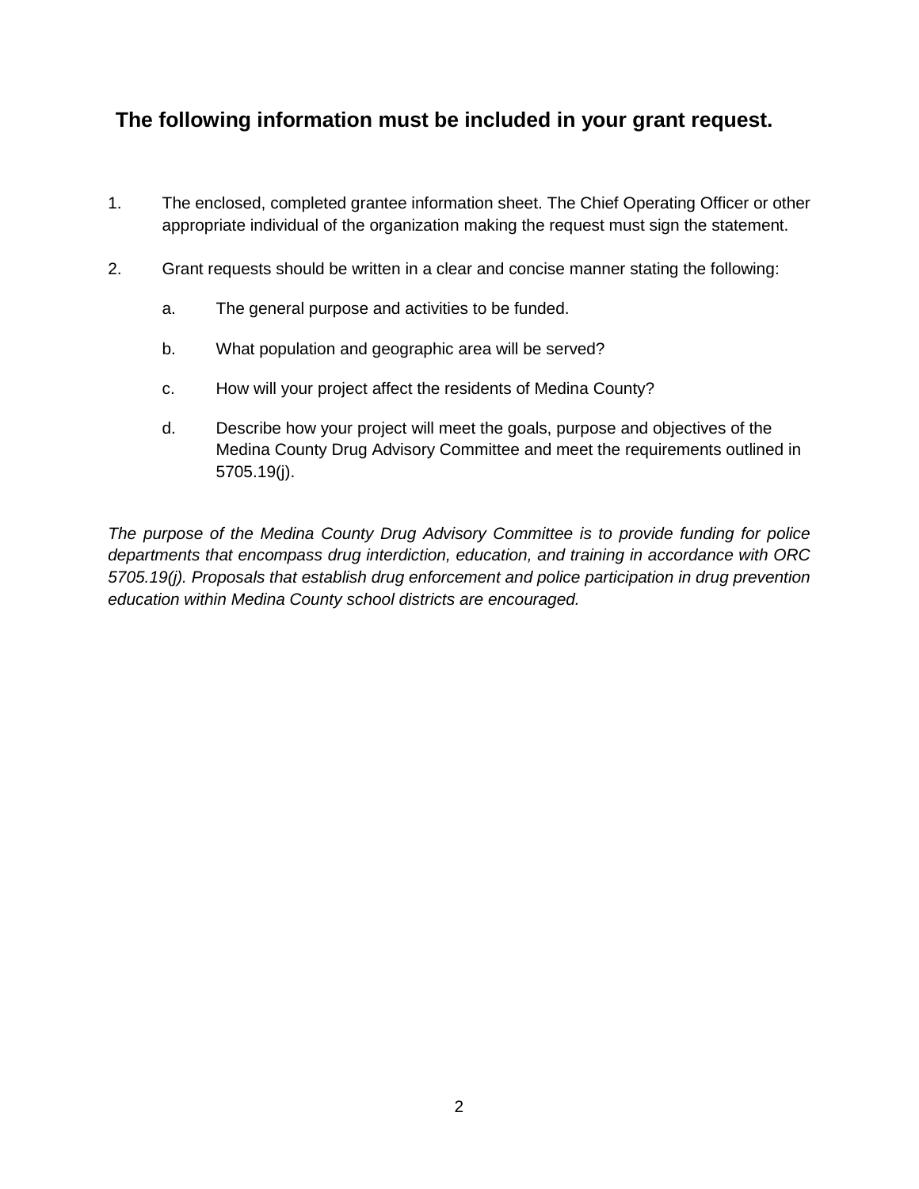## The following information must be included in your grant request.

1. The enclosed, completed grantee information sheet. The Chief Operating Officer or other appropriate individual of the organization making the request must sign the statement.

2. Grant requests should be written in a clear and concise manner stating the following:

   a. The general purpose and activities to be funded.

   b. What population and geographic area will be served?

   c. How will your project affect the residents of Medina County?

   d. Describe how your project will meet the goals, purpose and objectives of the Medina County Drug Advisory Committee and meet the requirements outlined in 5705.19(j).

*The purpose of the Medina County Drug Advisory Committee is to provide funding for police departments that encompass drug interdiction, education, and training in accordance with ORC 5705.19(j). Proposals that establish drug enforcement and police participation in drug prevention education within Medina County school districts are encouraged.*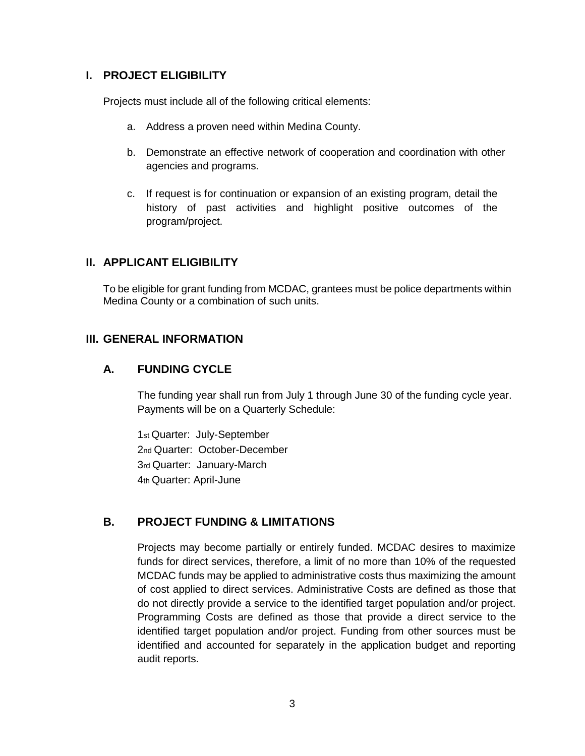## I. PROJECT ELIGIBILITY

Projects must include all of the following critical elements:

a. Address a proven need within Medina County.

b. Demonstrate an effective network of cooperation and coordination with other agencies and programs.

c. If request is for continuation or expansion of an existing program, detail the history of past activities and highlight positive outcomes of the program/project.

## II. APPLICANT ELIGIBILITY

To be eligible for grant funding from MCDAC, grantees must be police departments within Medina County or a combination of such units.

## III. GENERAL INFORMATION

### A. FUNDING CYCLE

The funding year shall run from July 1 through June 30 of the funding cycle year. Payments will be on a Quarterly Schedule:

1st Quarter: July-September
2nd Quarter: October-December
3rd Quarter: January-March
4th Quarter: April-June

### B. PROJECT FUNDING & LIMITATIONS

Projects may become partially or entirely funded. MCDAC desires to maximize funds for direct services, therefore, a limit of no more than 10% of the requested MCDAC funds may be applied to administrative costs thus maximizing the amount of cost applied to direct services. Administrative Costs are defined as those that do not directly provide a service to the identified target population and/or project. Programming Costs are defined as those that provide a direct service to the identified target population and/or project. Funding from other sources must be identified and accounted for separately in the application budget and reporting audit reports.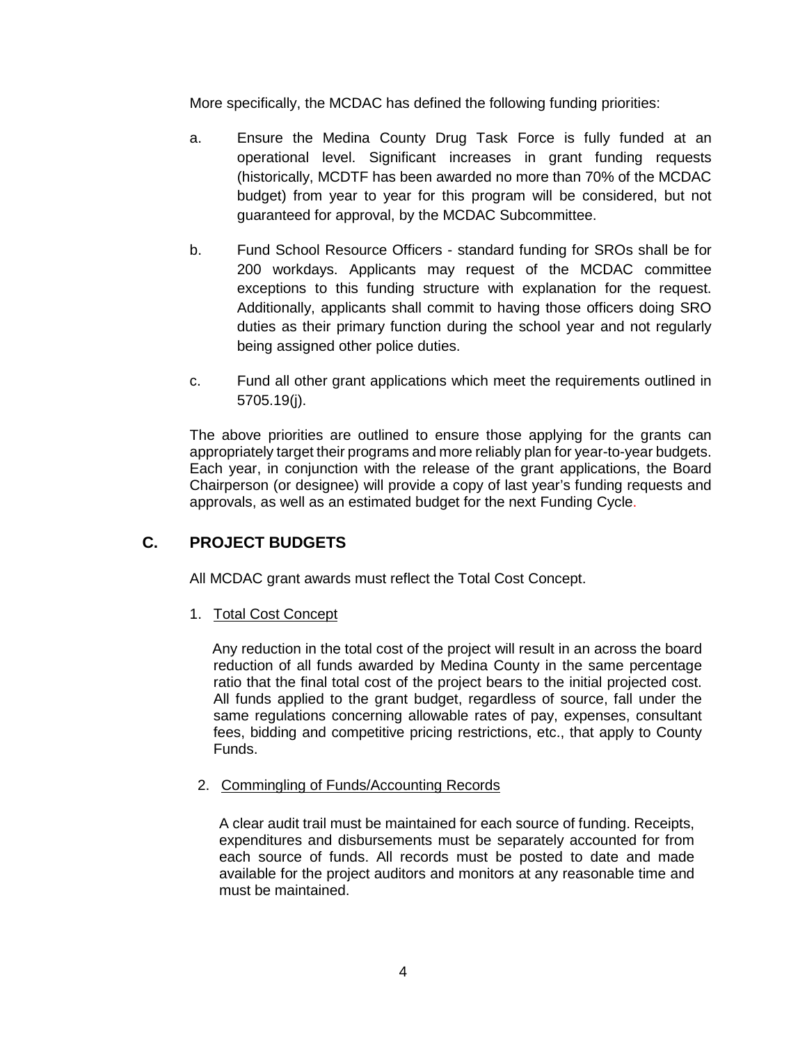More specifically, the MCDAC has defined the following funding priorities:

a. Ensure the Medina County Drug Task Force is fully funded at an operational level. Significant increases in grant funding requests (historically, MCDTF has been awarded no more than 70% of the MCDAC budget) from year to year for this program will be considered, but not guaranteed for approval, by the MCDAC Subcommittee.

b. Fund School Resource Officers - standard funding for SROs shall be for 200 workdays. Applicants may request of the MCDAC committee exceptions to this funding structure with explanation for the request. Additionally, applicants shall commit to having those officers doing SRO duties as their primary function during the school year and not regularly being assigned other police duties.

c. Fund all other grant applications which meet the requirements outlined in 5705.19(j).

The above priorities are outlined to ensure those applying for the grants can appropriately target their programs and more reliably plan for year-to-year budgets. Each year, in conjunction with the release of the grant applications, the Board Chairperson (or designee) will provide a copy of last year's funding requests and approvals, as well as an estimated budget for the next Funding Cycle.

## C. PROJECT BUDGETS

All MCDAC grant awards must reflect the Total Cost Concept.

1. Total Cost Concept

   Any reduction in the total cost of the project will result in an across the board reduction of all funds awarded by Medina County in the same percentage ratio that the final total cost of the project bears to the initial projected cost. All funds applied to the grant budget, regardless of source, fall under the same regulations concerning allowable rates of pay, expenses, consultant fees, bidding and competitive pricing restrictions, etc., that apply to County Funds.

2. Commingling of Funds/Accounting Records

   A clear audit trail must be maintained for each source of funding. Receipts, expenditures and disbursements must be separately accounted for from each source of funds. All records must be posted to date and made available for the project auditors and monitors at any reasonable time and must be maintained.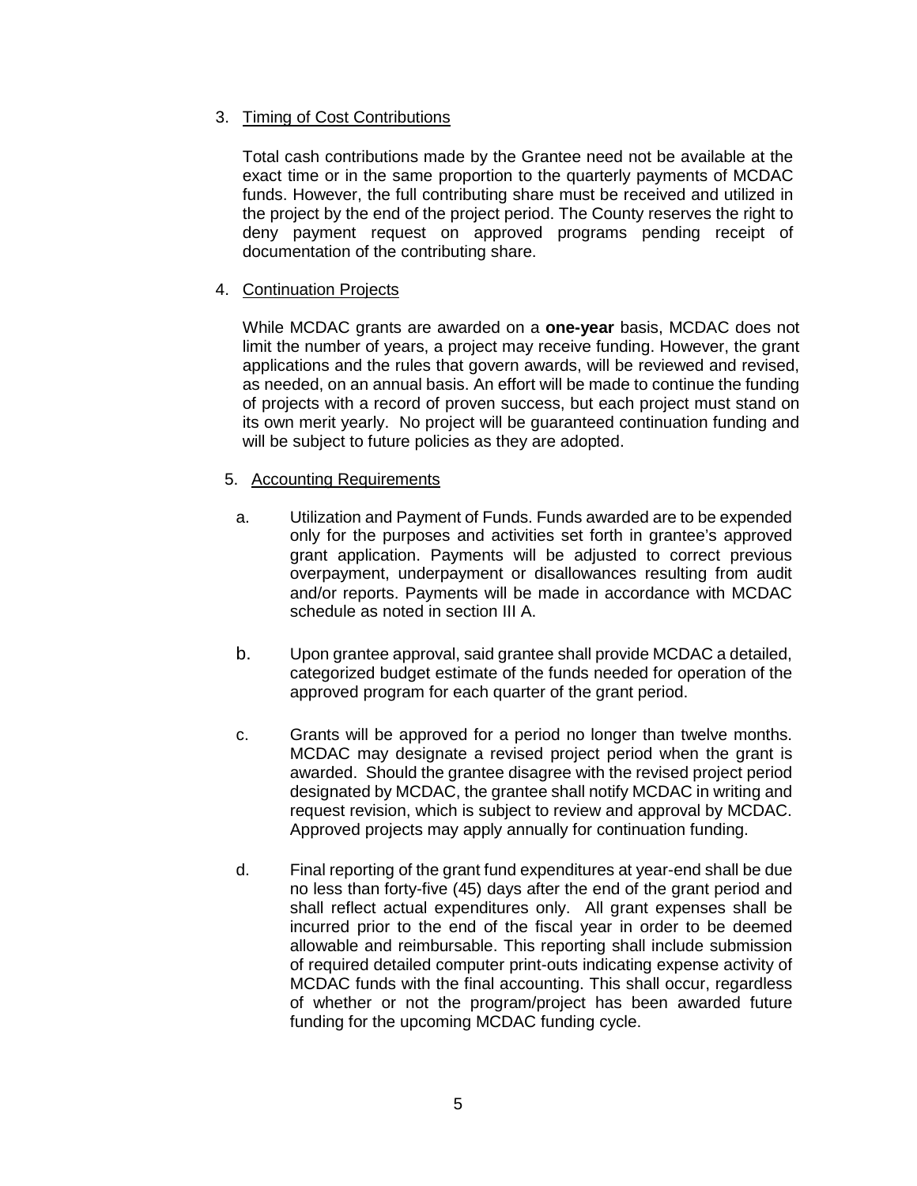3. Timing of Cost Contributions

   Total cash contributions made by the Grantee need not be available at the exact time or in the same proportion to the quarterly payments of MCDAC funds. However, the full contributing share must be received and utilized in the project by the end of the project period. The County reserves the right to deny payment request on approved programs pending receipt of documentation of the contributing share.

4. Continuation Projects

   While MCDAC grants are awarded on a **one-year** basis, MCDAC does not limit the number of years, a project may receive funding. However, the grant applications and the rules that govern awards, will be reviewed and revised, as needed, on an annual basis. An effort will be made to continue the funding of projects with a record of proven success, but each project must stand on its own merit yearly. No project will be guaranteed continuation funding and will be subject to future policies as they are adopted.

5. Accounting Requirements

   a. Utilization and Payment of Funds. Funds awarded are to be expended only for the purposes and activities set forth in grantee's approved grant application. Payments will be adjusted to correct previous overpayment, underpayment or disallowances resulting from audit and/or reports. Payments will be made in accordance with MCDAC schedule as noted in section III A.

   b. Upon grantee approval, said grantee shall provide MCDAC a detailed, categorized budget estimate of the funds needed for operation of the approved program for each quarter of the grant period.

   c. Grants will be approved for a period no longer than twelve months. MCDAC may designate a revised project period when the grant is awarded. Should the grantee disagree with the revised project period designated by MCDAC, the grantee shall notify MCDAC in writing and request revision, which is subject to review and approval by MCDAC. Approved projects may apply annually for continuation funding.

   d. Final reporting of the grant fund expenditures at year-end shall be due no less than forty-five (45) days after the end of the grant period and shall reflect actual expenditures only. All grant expenses shall be incurred prior to the end of the fiscal year in order to be deemed allowable and reimbursable. This reporting shall include submission of required detailed computer print-outs indicating expense activity of MCDAC funds with the final accounting. This shall occur, regardless of whether or not the program/project has been awarded future funding for the upcoming MCDAC funding cycle.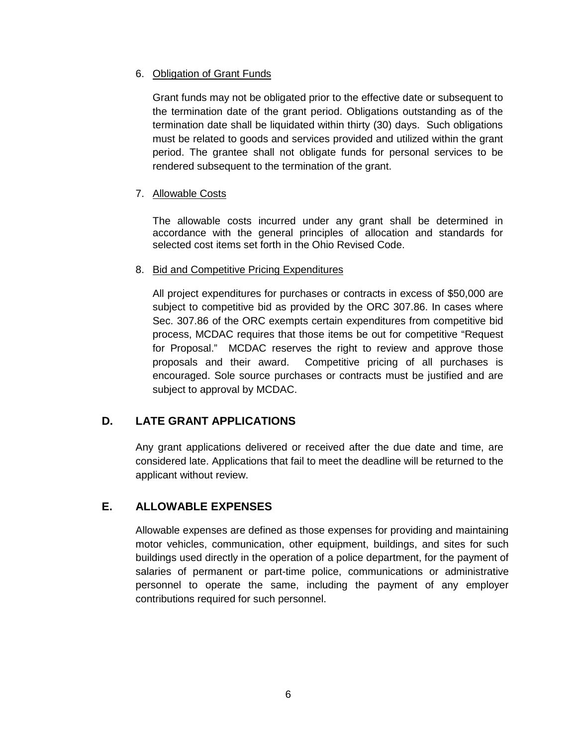6. Obligation of Grant Funds

   Grant funds may not be obligated prior to the effective date or subsequent to the termination date of the grant period. Obligations outstanding as of the termination date shall be liquidated within thirty (30) days. Such obligations must be related to goods and services provided and utilized within the grant period. The grantee shall not obligate funds for personal services to be rendered subsequent to the termination of the grant.

7. Allowable Costs

   The allowable costs incurred under any grant shall be determined in accordance with the general principles of allocation and standards for selected cost items set forth in the Ohio Revised Code.

8. Bid and Competitive Pricing Expenditures

   All project expenditures for purchases or contracts in excess of $50,000 are subject to competitive bid as provided by the ORC 307.86. In cases where Sec. 307.86 of the ORC exempts certain expenditures from competitive bid process, MCDAC requires that those items be out for competitive "Request for Proposal." MCDAC reserves the right to review and approve those proposals and their award. Competitive pricing of all purchases is encouraged. Sole source purchases or contracts must be justified and are subject to approval by MCDAC.

## D. LATE GRANT APPLICATIONS

Any grant applications delivered or received after the due date and time, are considered late. Applications that fail to meet the deadline will be returned to the applicant without review.

## E. ALLOWABLE EXPENSES

Allowable expenses are defined as those expenses for providing and maintaining motor vehicles, communication, other equipment, buildings, and sites for such buildings used directly in the operation of a police department, for the payment of salaries of permanent or part-time police, communications or administrative personnel to operate the same, including the payment of any employer contributions required for such personnel.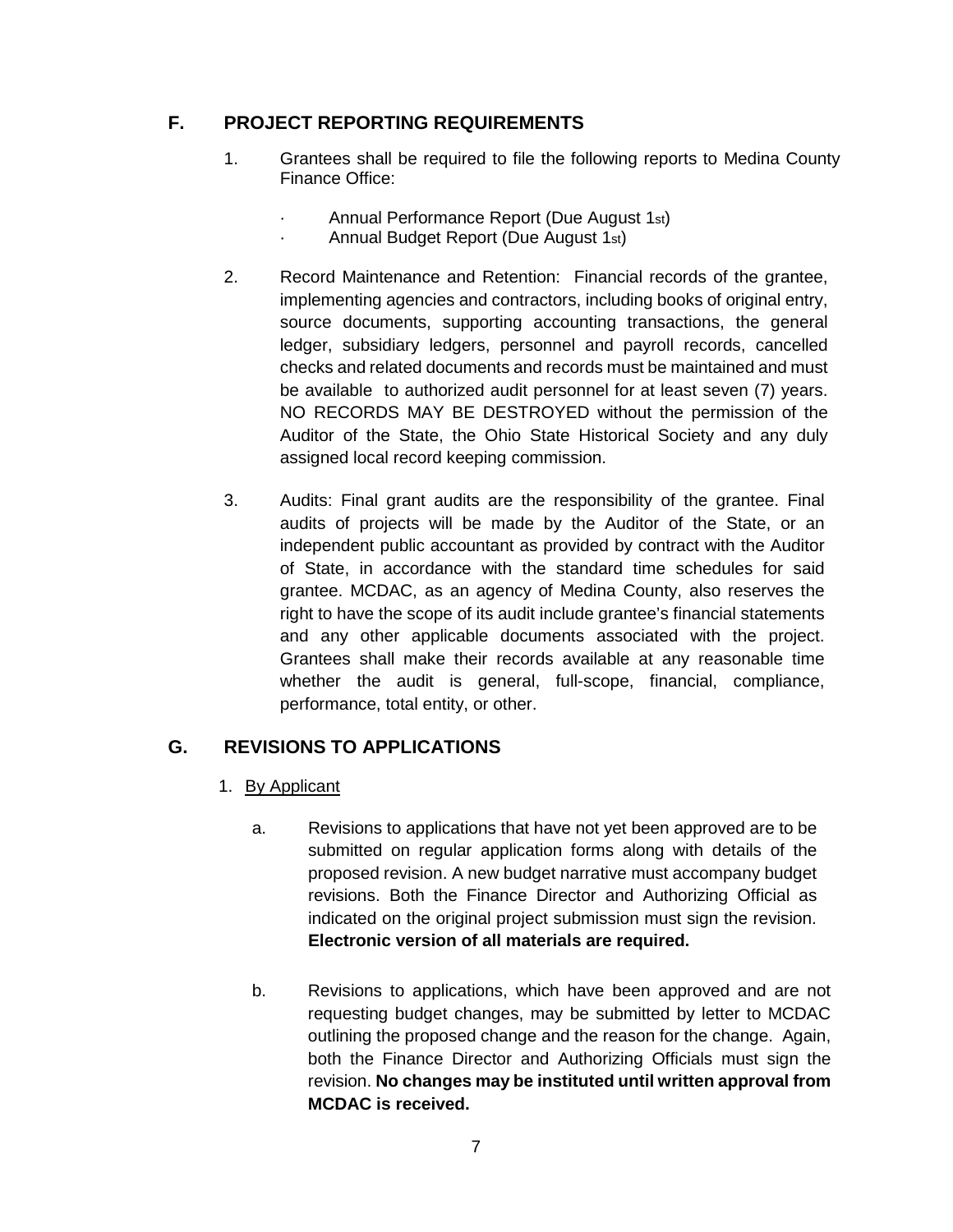## F. PROJECT REPORTING REQUIREMENTS

1. Grantees shall be required to file the following reports to Medina County Finance Office:

   - Annual Performance Report (Due August 1st)
   - Annual Budget Report (Due August 1st)

2. Record Maintenance and Retention: Financial records of the grantee, implementing agencies and contractors, including books of original entry, source documents, supporting accounting transactions, the general ledger, subsidiary ledgers, personnel and payroll records, cancelled checks and related documents and records must be maintained and must be available to authorized audit personnel for at least seven (7) years. NO RECORDS MAY BE DESTROYED without the permission of the Auditor of the State, the Ohio State Historical Society and any duly assigned local record keeping commission.

3. Audits: Final grant audits are the responsibility of the grantee. Final audits of projects will be made by the Auditor of the State, or an independent public accountant as provided by contract with the Auditor of State, in accordance with the standard time schedules for said grantee. MCDAC, as an agency of Medina County, also reserves the right to have the scope of its audit include grantee's financial statements and any other applicable documents associated with the project. Grantees shall make their records available at any reasonable time whether the audit is general, full-scope, financial, compliance, performance, total entity, or other.

## G. REVISIONS TO APPLICATIONS

1. By Applicant

   a. Revisions to applications that have not yet been approved are to be submitted on regular application forms along with details of the proposed revision. A new budget narrative must accompany budget revisions. Both the Finance Director and Authorizing Official as indicated on the original project submission must sign the revision. **Electronic version of all materials are required.**

   b. Revisions to applications, which have been approved and are not requesting budget changes, may be submitted by letter to MCDAC outlining the proposed change and the reason for the change. Again, both the Finance Director and Authorizing Officials must sign the revision. **No changes may be instituted until written approval from MCDAC is received.**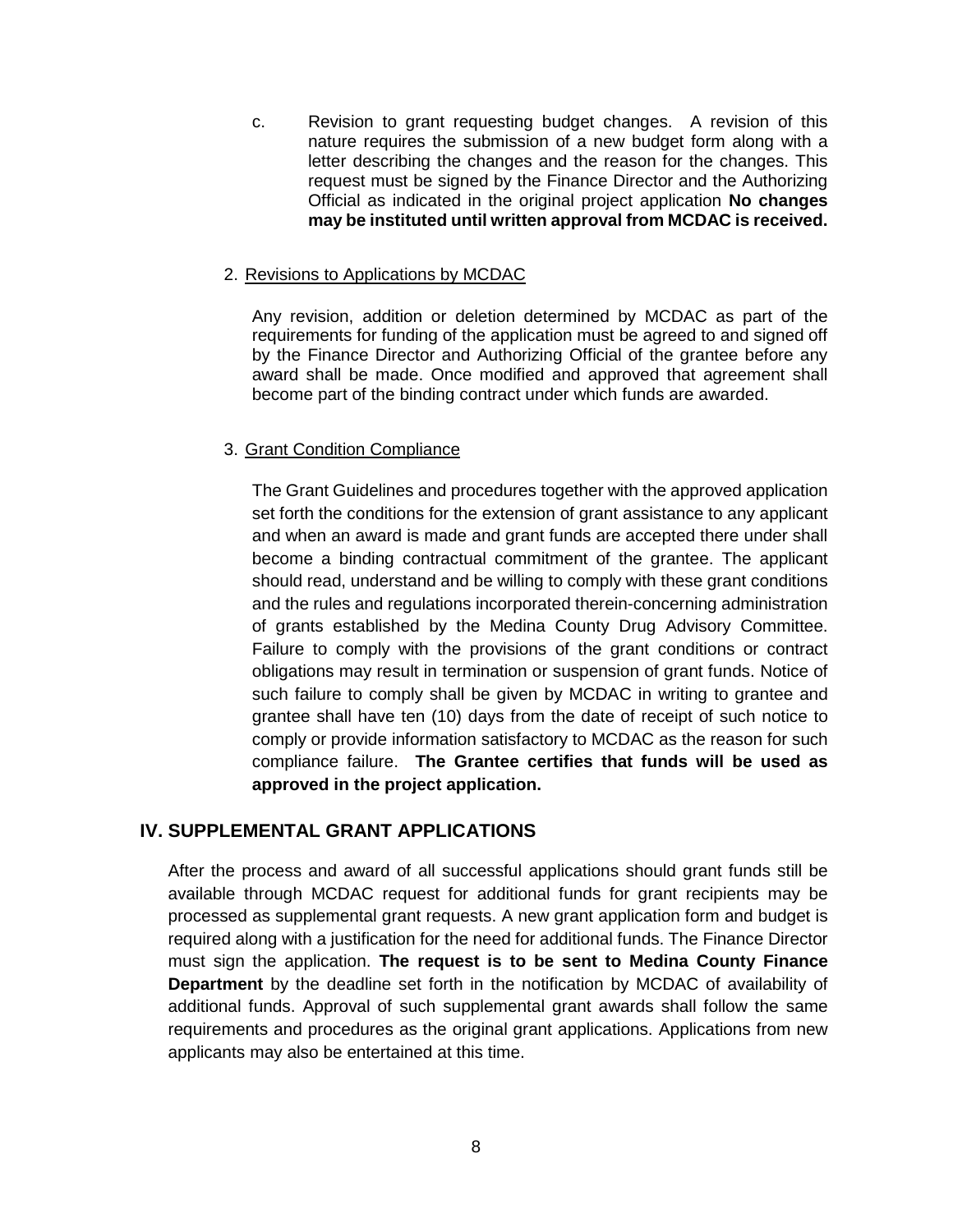c. Revision to grant requesting budget changes. A revision of this nature requires the submission of a new budget form along with a letter describing the changes and the reason for the changes. This request must be signed by the Finance Director and the Authorizing Official as indicated in the original project application **No changes may be instituted until written approval from MCDAC is received.**

2. Revisions to Applications by MCDAC

Any revision, addition or deletion determined by MCDAC as part of the requirements for funding of the application must be agreed to and signed off by the Finance Director and Authorizing Official of the grantee before any award shall be made. Once modified and approved that agreement shall become part of the binding contract under which funds are awarded.

3. Grant Condition Compliance

The Grant Guidelines and procedures together with the approved application set forth the conditions for the extension of grant assistance to any applicant and when an award is made and grant funds are accepted there under shall become a binding contractual commitment of the grantee. The applicant should read, understand and be willing to comply with these grant conditions and the rules and regulations incorporated therein-concerning administration of grants established by the Medina County Drug Advisory Committee. Failure to comply with the provisions of the grant conditions or contract obligations may result in termination or suspension of grant funds. Notice of such failure to comply shall be given by MCDAC in writing to grantee and grantee shall have ten (10) days from the date of receipt of such notice to comply or provide information satisfactory to MCDAC as the reason for such compliance failure. **The Grantee certifies that funds will be used as approved in the project application.**

## IV. SUPPLEMENTAL GRANT APPLICATIONS

After the process and award of all successful applications should grant funds still be available through MCDAC request for additional funds for grant recipients may be processed as supplemental grant requests. A new grant application form and budget is required along with a justification for the need for additional funds. The Finance Director must sign the application. **The request is to be sent to Medina County Finance Department** by the deadline set forth in the notification by MCDAC of availability of additional funds. Approval of such supplemental grant awards shall follow the same requirements and procedures as the original grant applications. Applications from new applicants may also be entertained at this time.